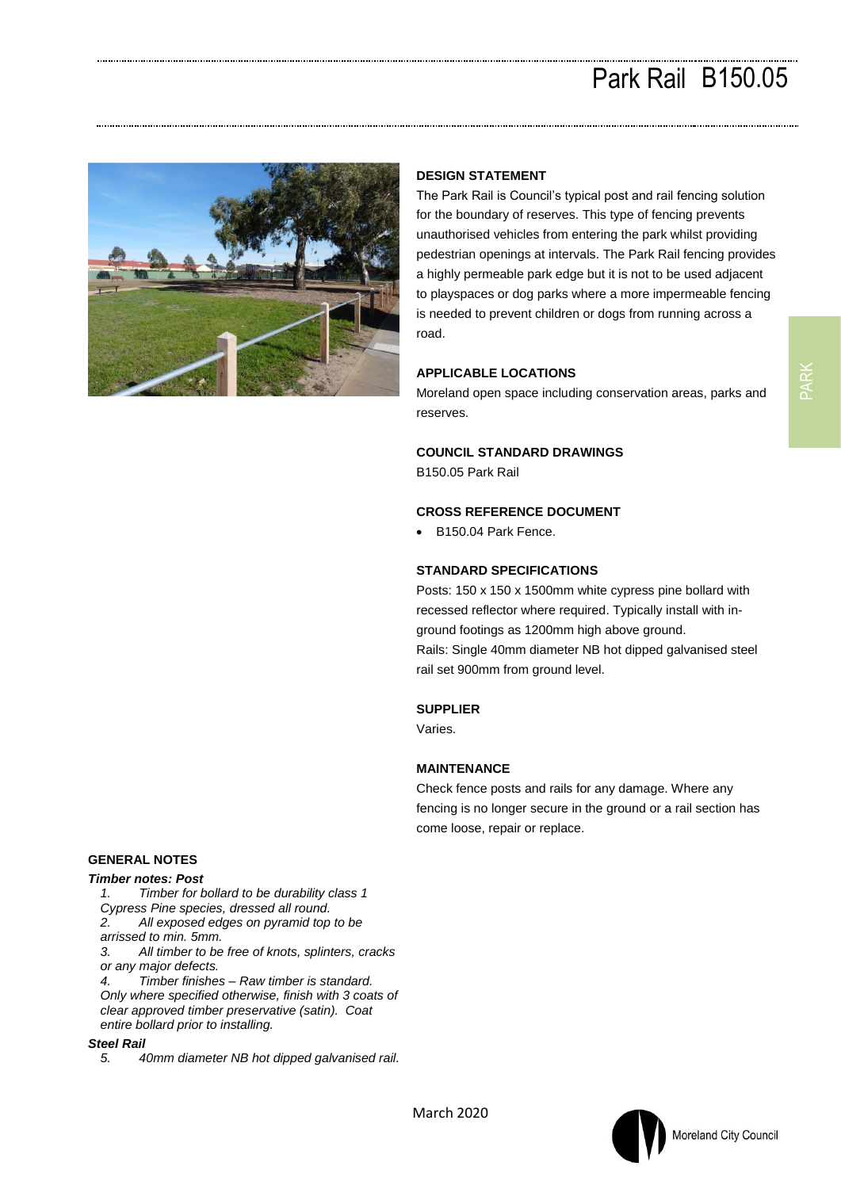# Park Rail B150.05

## DESIGN STATEMENT

The Park Rail is Council's typical post and rail fencing solution for the boundary of reserves. This type of fencing prevents unauthorised vehicles from entering the park whilst providing pedestrian openings at intervals. The Park Rail fencing provides a highly permeable park edge but it is not to be used adjacent to playspaces or dog parks where a more impermeable fencing is needed to prevent children or dogs from running across a road.

## APPLICABLE LOCATIONS

Moreland open space including conservation areas, parks and reserves.

## COUNCIL STANDARD DRAWINGS

B150.05 Park Rail

## CROSS REFERENCE DOCUMENT

- B150.04 Park Fence.

## STANDARD SPECIFICATIONS

Posts: 150 x 150 x 1500mm white cypress pine bollard with recessed reflector where required. Typically install with in-ground footings as 1200mm high above ground.
Rails: Single 40mm diameter NB hot dipped galvanised steel rail set 900mm from ground level.

## SUPPLIER

Varies.

## MAINTENANCE

Check fence posts and rails for any damage. Where any fencing is no longer secure in the ground or a rail section has come loose, repair or replace.

## GENERAL NOTES

***Timber notes: Post***

1. *Timber for bollard to be durability class 1 Cypress Pine species, dressed all round.*
2. *All exposed edges on pyramid top to be arrissed to min. 5mm.*
3. *All timber to be free of knots, splinters, cracks or any major defects.*
4. *Timber finishes – Raw timber is standard. Only where specified otherwise, finish with 3 coats of clear approved timber preservative (satin). Coat entire bollard prior to installing.*

***Steel Rail***

5. *40mm diameter NB hot dipped galvanised rail.*

March 2020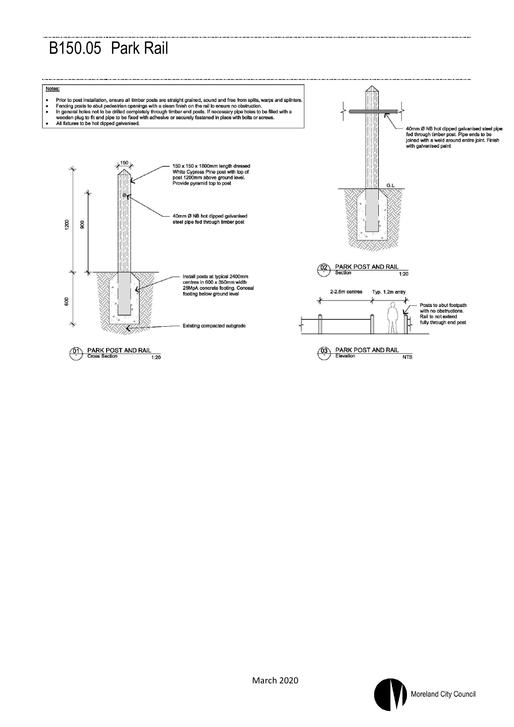# B150.05 Park Rail

**Notes:**

- Prior to post installation, ensure all timber posts are straight grained, sound and free from splits, warps and splinters.
- Fencing posts to abut pedestrian openings with a clean finish on the rail to ensure no obstruction.
- In general holes not to be drilled completely through timber end posts. If necessary pipe holes to be filled with a wooden plug to fit and pipe to be fixed with adhesive or securely fastened in place with bolts or screws.
- All fixtures to be hot dipped galvanised.

150

150 x 150 x 1800mm length dressed White Cypress Pine post with top of post 1200mm above ground level. Provide pyramid top to post

40mm Ø NB hot dipped galvanised steel pipe fed through timber post

1200

900

600

Install posts at typical 2400mm centres in 600 x 350mm width 25MpA concrete footing. Conceal footing below ground level

Existing compacted subgrade

01 PARK POST AND RAIL
Cross Section 1:20

40mm Ø NB hot dipped galvanised steel pipe fed through timber post. Pipe ends to be joined with a weld around entire joint. Finish with galvanised paint

G.L.

02 PARK POST AND RAIL
Section 1:20

2-2.5m centres

Typ. 1.2m entry

Posts to abut footpath with no obstructions. Rail to not extend fully through end post

03 PARK POST AND RAIL
Elevation NTS

March 2020

Moreland City Council